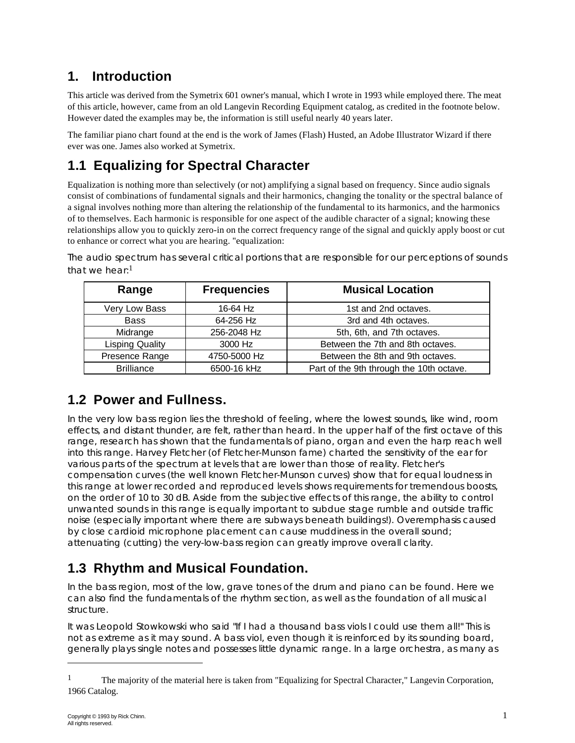# 1. Introduction

This article was derived from the Symetrix 601 owner's manual, which I wrote in 1993 while employed there. The meat of this article, however, came from an old Langevin Recording Equipment catalog, as credited in the footnote below. However dated the examples may be, the information is still useful nearly 40 years later.

The familiar piano chart found at the end is the work of James (Flash) Husted, an Adobe Illustrator Wizard if there ever was one. James also worked at Symetrix.

## 1.1 Equalizing for Spectral Character

Equalization is nothing more than selectively (or not) amplifying a signal based on frequency. Since audio signals consist of combinations of fundamental signals and their harmonics, changing the tonality or the spectral balance of a signal involves nothing more than altering the relationship of the fundamental to its harmonics, and the harmonics of to themselves. Each harmonic is responsible for one aspect of the audible character of a signal; knowing these relationships allow you to quickly zero-in on the correct frequency range of the signal and quickly apply boost or cut to enhance or correct what you are hearing. "equalization:

The audio spectrum has several critical portions that are responsible for our perceptions of sounds that we hear:[1]

| Range | Frequencies | Musical Location |
|---|---|---|
| Very Low Bass | 16-64 Hz | 1st and 2nd octaves. |
| Bass | 64-256 Hz | 3rd and 4th octaves. |
| Midrange | 256-2048 Hz | 5th, 6th, and 7th octaves. |
| Lisping Quality | 3000 Hz | Between the 7th and 8th octaves. |
| Presence Range | 4750-5000 Hz | Between the 8th and 9th octaves. |
| Brilliance | 6500-16 kHz | Part of the 9th through the 10th octave. |

## 1.2 Power and Fullness.

In the very low bass region lies the threshold of feeling, where the lowest sounds, like wind, room effects, and distant thunder, are felt, rather than heard. In the upper half of the first octave of this range, research has shown that the fundamentals of piano, organ and even the harp reach well into this range. Harvey Fletcher (of Fletcher-Munson fame) charted the sensitivity of the ear for various parts of the spectrum at levels that are lower than those of reality. Fletcher's compensation curves (the well known Fletcher-Munson curves) show that for equal loudness in this range at lower recorded and reproduced levels shows requirements for tremendous boosts, on the order of 10 to 30 dB. Aside from the subjective effects of this range, the ability to control unwanted sounds in this range is equally important to subdue stage rumble and outside traffic noise (especially important where there are subways beneath buildings!). Overemphasis caused by close cardioid microphone placement can cause muddiness in the overall sound; attenuating (cutting) the very-low-bass region can greatly improve overall clarity.

## 1.3 Rhythm and Musical Foundation.

In the bass region, most of the low, grave tones of the drum and piano can be found. Here we can also find the fundamentals of the rhythm section, as well as the foundation of all musical structure.

It was Leopold Stowkowski who said "If I had a thousand bass viols I could use them all!" This is not as extreme as it may sound. A bass viol, even though it is reinforced by its sounding board, generally plays single notes and possesses little dynamic range. In a large orchestra, as many as

---

[1] The majority of the material here is taken from "Equalizing for Spectral Character," Langevin Corporation, 1966 Catalog.

Copyright © 1993 by Rick Chinn.
All rights reserved.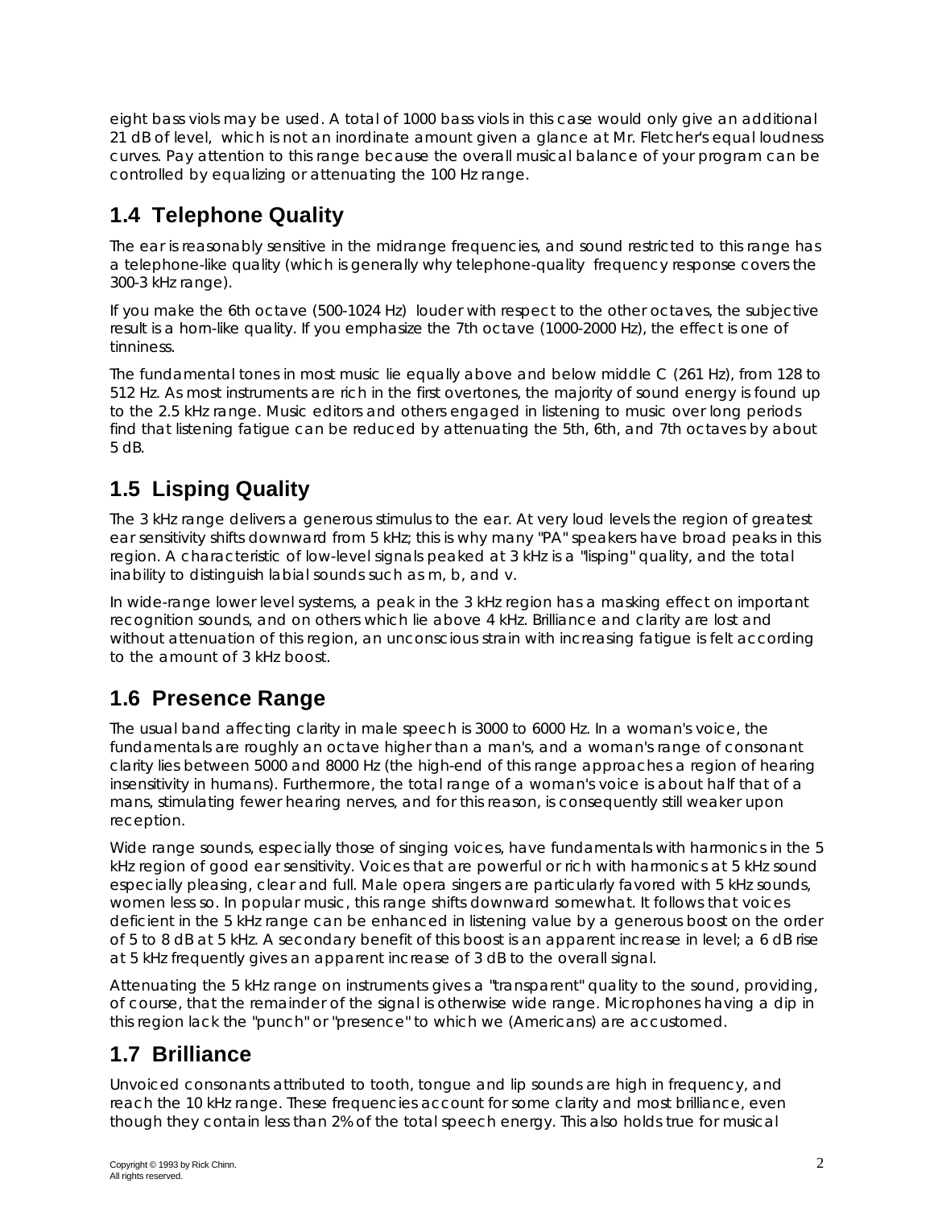eight bass viols may be used. A total of 1000 bass viols in this case would only give an additional 21 dB of level, which is not an inordinate amount given a glance at Mr. Fletcher's equal loudness curves. Pay attention to this range because the overall musical balance of your program can be controlled by equalizing or attenuating the 100 Hz range.

## 1.4 Telephone Quality

The ear is reasonably sensitive in the midrange frequencies, and sound restricted to this range has a telephone-like quality (which is generally why telephone-quality frequency response covers the 300-3 kHz range).

If you make the 6th octave (500-1024 Hz) louder with respect to the other octaves, the subjective result is a horn-like quality. If you emphasize the 7th octave (1000-2000 Hz), the effect is one of tinniness.

The fundamental tones in most music lie equally above and below middle C (261 Hz), from 128 to 512 Hz. As most instruments are rich in the first overtones, the majority of sound energy is found up to the 2.5 kHz range. Music editors and others engaged in listening to music over long periods find that listening fatigue can be reduced by attenuating the 5th, 6th, and 7th octaves by about 5 dB.

## 1.5 Lisping Quality

The 3 kHz range delivers a generous stimulus to the ear. At very loud levels the region of greatest ear sensitivity shifts downward from 5 kHz; this is why many "PA" speakers have broad peaks in this region. A characteristic of low-level signals peaked at 3 kHz is a "lisping" quality, and the total inability to distinguish labial sounds such as m, b, and v.

In wide-range lower level systems, a peak in the 3 kHz region has a masking effect on important recognition sounds, and on others which lie above 4 kHz. Brilliance and clarity are lost and without attenuation of this region, an unconscious strain with increasing fatigue is felt according to the amount of 3 kHz boost.

## 1.6 Presence Range

The usual band affecting clarity in male speech is 3000 to 6000 Hz. In a woman's voice, the fundamentals are roughly an octave higher than a man's, and a woman's range of consonant clarity lies between 5000 and 8000 Hz (the high-end of this range approaches a region of hearing insensitivity in humans). Furthermore, the total range of a woman's voice is about half that of a mans, stimulating fewer hearing nerves, and for this reason, is consequently still weaker upon reception.

Wide range sounds, especially those of singing voices, have fundamentals with harmonics in the 5 kHz region of good ear sensitivity. Voices that are powerful or rich with harmonics at 5 kHz sound especially pleasing, clear and full. Male opera singers are particularly favored with 5 kHz sounds, women less so. In popular music, this range shifts downward somewhat. It follows that voices deficient in the 5 kHz range can be enhanced in listening value by a generous boost on the order of 5 to 8 dB at 5 kHz. A secondary benefit of this boost is an apparent increase in level; a 6 dB rise at 5 kHz frequently gives an apparent increase of 3 dB to the overall signal.

Attenuating the 5 kHz range on instruments gives a "transparent" quality to the sound, providing, of course, that the remainder of the signal is otherwise wide range. Microphones having a dip in this region lack the "punch" or "presence" to which we (Americans) are accustomed.

## 1.7 Brilliance

Unvoiced consonants attributed to tooth, tongue and lip sounds are high in frequency, and reach the 10 kHz range. These frequencies account for some clarity and most brilliance, even though they contain less than 2% of the total speech energy. This also holds true for musical

Copyright © 1993 by Rick Chinn.
All rights reserved.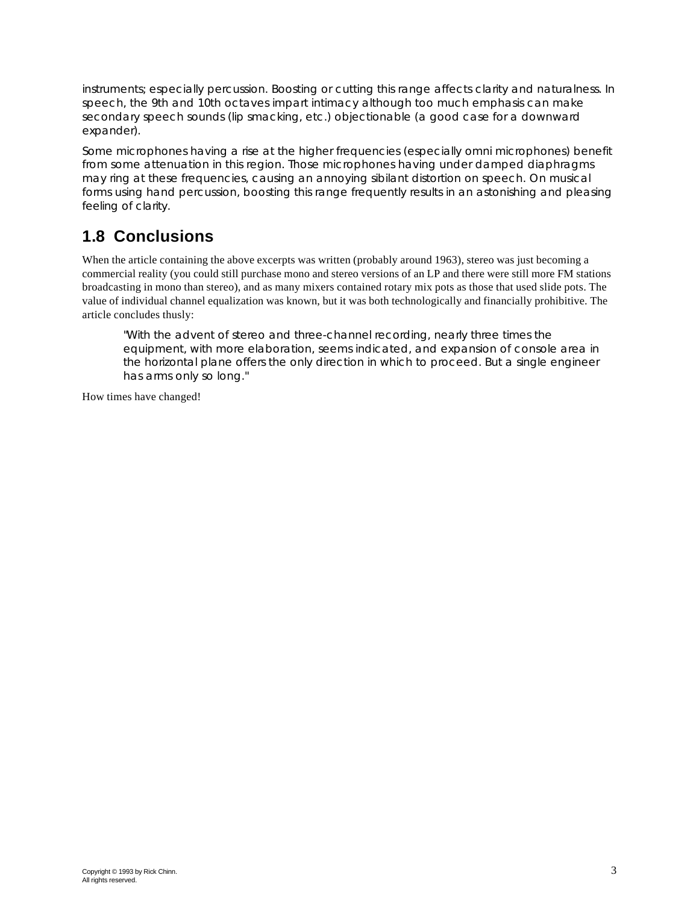instruments; especially percussion. Boosting or cutting this range affects clarity and naturalness. In speech, the 9th and 10th octaves impart intimacy although too much emphasis can make secondary speech sounds (lip smacking, etc.) objectionable (a good case for a downward expander).

Some microphones having a rise at the higher frequencies (especially omni microphones) benefit from some attenuation in this region. Those microphones having under damped diaphragms may ring at these frequencies, causing an annoying sibilant distortion on speech. On musical forms using hand percussion, boosting this range frequently results in an astonishing and pleasing feeling of clarity.

## 1.8 Conclusions

When the article containing the above excerpts was written (probably around 1963), stereo was just becoming a commercial reality (you could still purchase mono and stereo versions of an LP and there were still more FM stations broadcasting in mono than stereo), and as many mixers contained rotary mix pots as those that used slide pots. The value of individual channel equalization was known, but it was both technologically and financially prohibitive. The article concludes thusly:

> "With the advent of stereo and three-channel recording, nearly three times the equipment, with more elaboration, seems indicated, and expansion of console area in the horizontal plane offers the only direction in which to proceed. But a single engineer has arms only so long."

How times have changed!

Copyright © 1993 by Rick Chinn.
All rights reserved.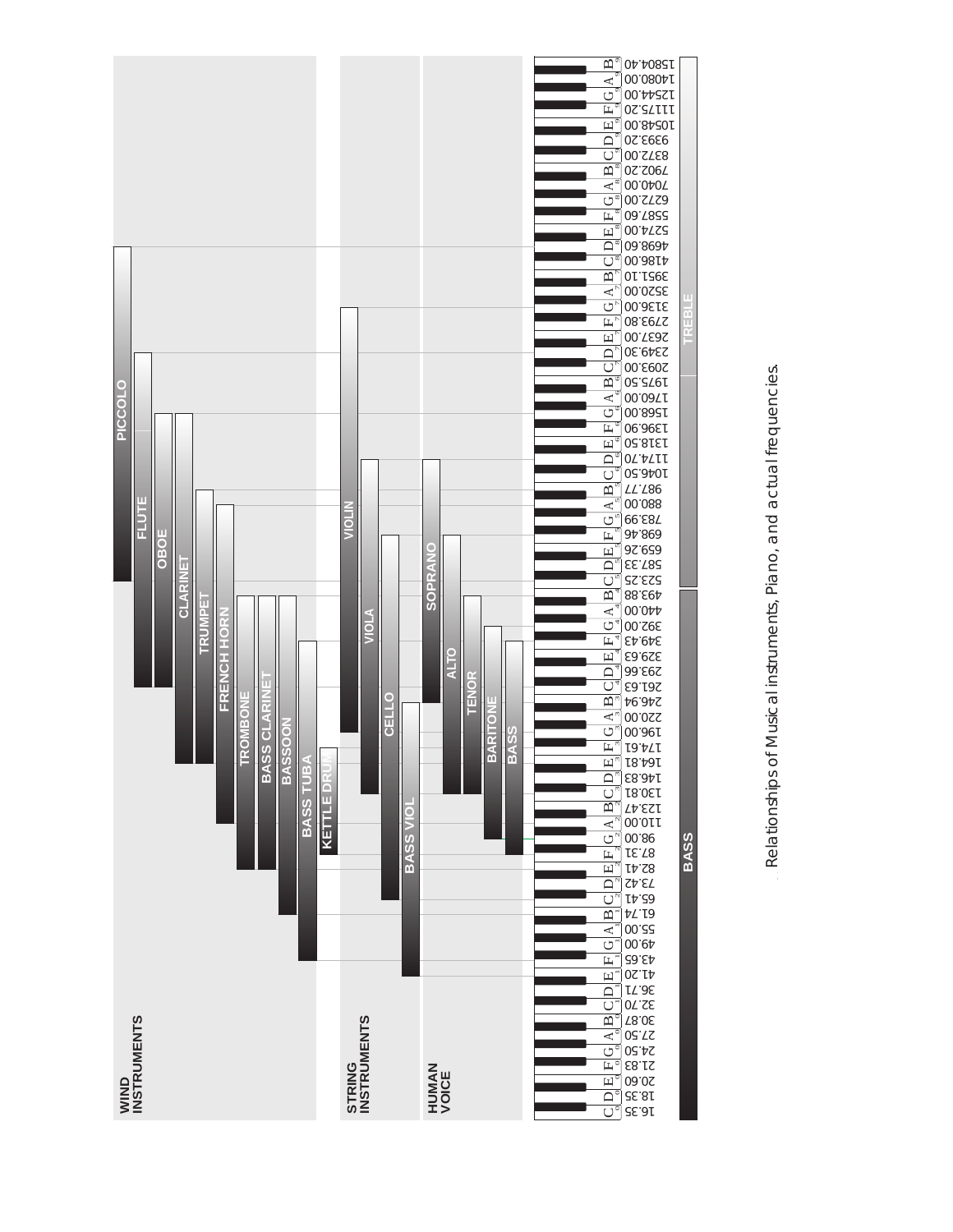WIND INSTRUMENTS

PICCOLO
FLUTE
OBOE
CLARINET
TRUMPET
FRENCH HORN
TROMBONE
BASS CLARINET
BASSOON
BASS TUBA
KETTLE DRUM

STRING INSTRUMENTS

VIOLIN
VIOLA
CELLO
BASS VIOL

HUMAN VOICE

SOPRANO
ALTO
TENOR
BARITONE
BASS

C D E F G A B C D E F G A B C D E F G A B C D E F G A B C D E F G A B C D E F G A B C D E F G A B C D E F G A B C D E F G A B C D E F G A B C D E F G A B

16.35 18.35 20.60 21.83 24.50 27.50 30.87 32.70 36.71 41.20 43.65 49.00 55.00 61.74 65.41 73.42 82.41 87.31 98.00 110.00 123.47 130.81 146.83 164.81 174.61 196.00 220.00 246.94 261.63 293.66 329.63 349.23 392.00 440.00 493.88 523.25 587.33 659.26 698.46 783.99 880.00 987.77 1046.50 1174.70 1318.50 1396.90 1568.00 1760.00 1975.50 2093.00 2349.30 2637.00 2793.80 3136.00 3520.00 3951.10 4186.00 4698.60 5274.00 5587.60 6272.00 7040.00 7902.20 8372.00 9393.20 10548.00 11175.20 12544.00 14080.00 15804.40

BASS

TREBLE

Relationships of Musical instruments, Piano, and actual frequencies.